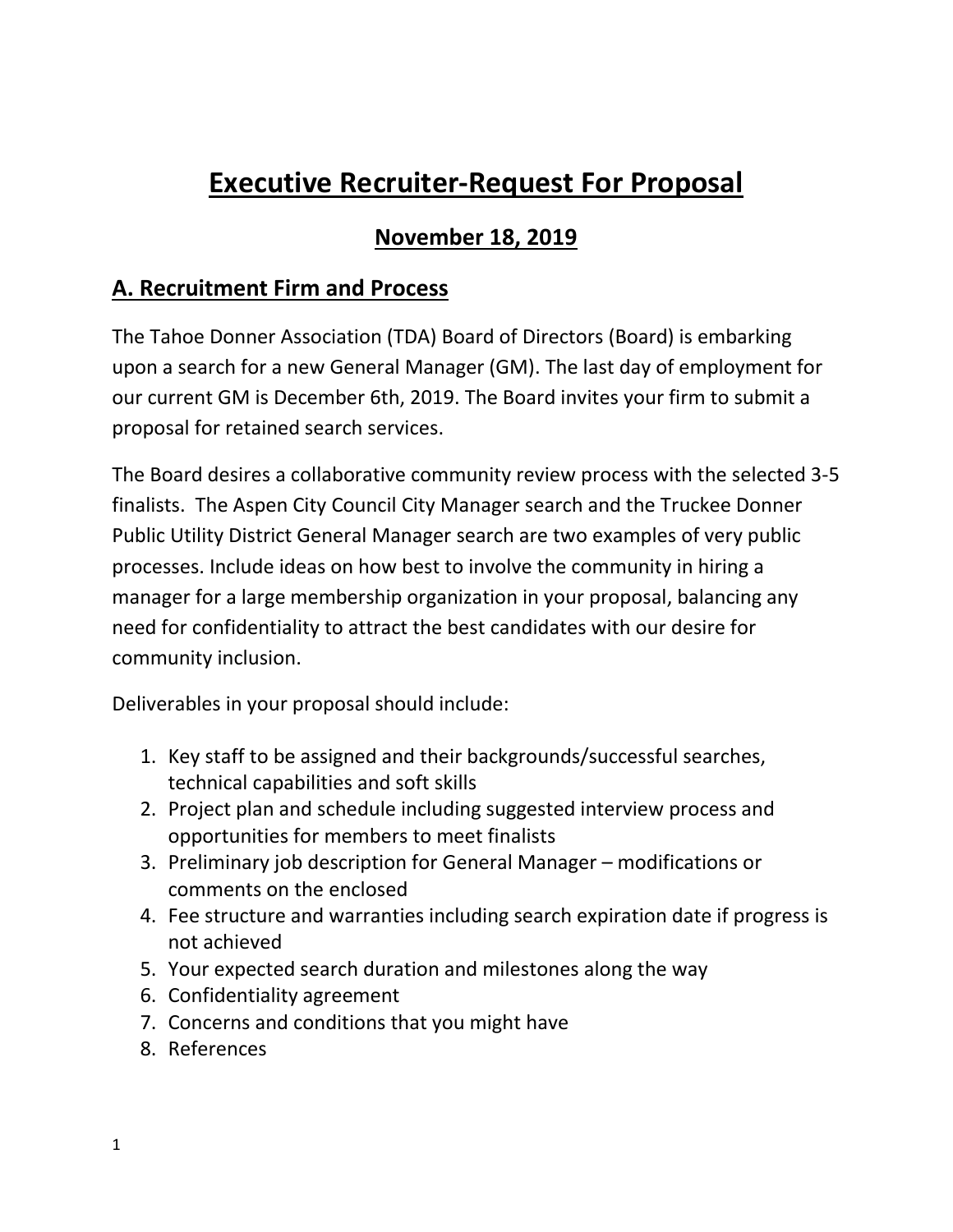# Executive Recruiter-Request For Proposal

## November 18, 2019

## A. Recruitment Firm and Process

The Tahoe Donner Association (TDA) Board of Directors (Board) is embarking upon a search for a new General Manager (GM). The last day of employment for our current GM is December 6th, 2019. The Board invites your firm to submit a proposal for retained search services.

The Board desires a collaborative community review process with the selected 3-5 finalists. The Aspen City Council City Manager search and the Truckee Donner Public Utility District General Manager search are two examples of very public processes. Include ideas on how best to involve the community in hiring a manager for a large membership organization in your proposal, balancing any need for confidentiality to attract the best candidates with our desire for community inclusion.

Deliverables in your proposal should include:

1. Key staff to be assigned and their backgrounds/successful searches, technical capabilities and soft skills
2. Project plan and schedule including suggested interview process and opportunities for members to meet finalists
3. Preliminary job description for General Manager – modifications or comments on the enclosed
4. Fee structure and warranties including search expiration date if progress is not achieved
5. Your expected search duration and milestones along the way
6. Confidentiality agreement
7. Concerns and conditions that you might have
8. References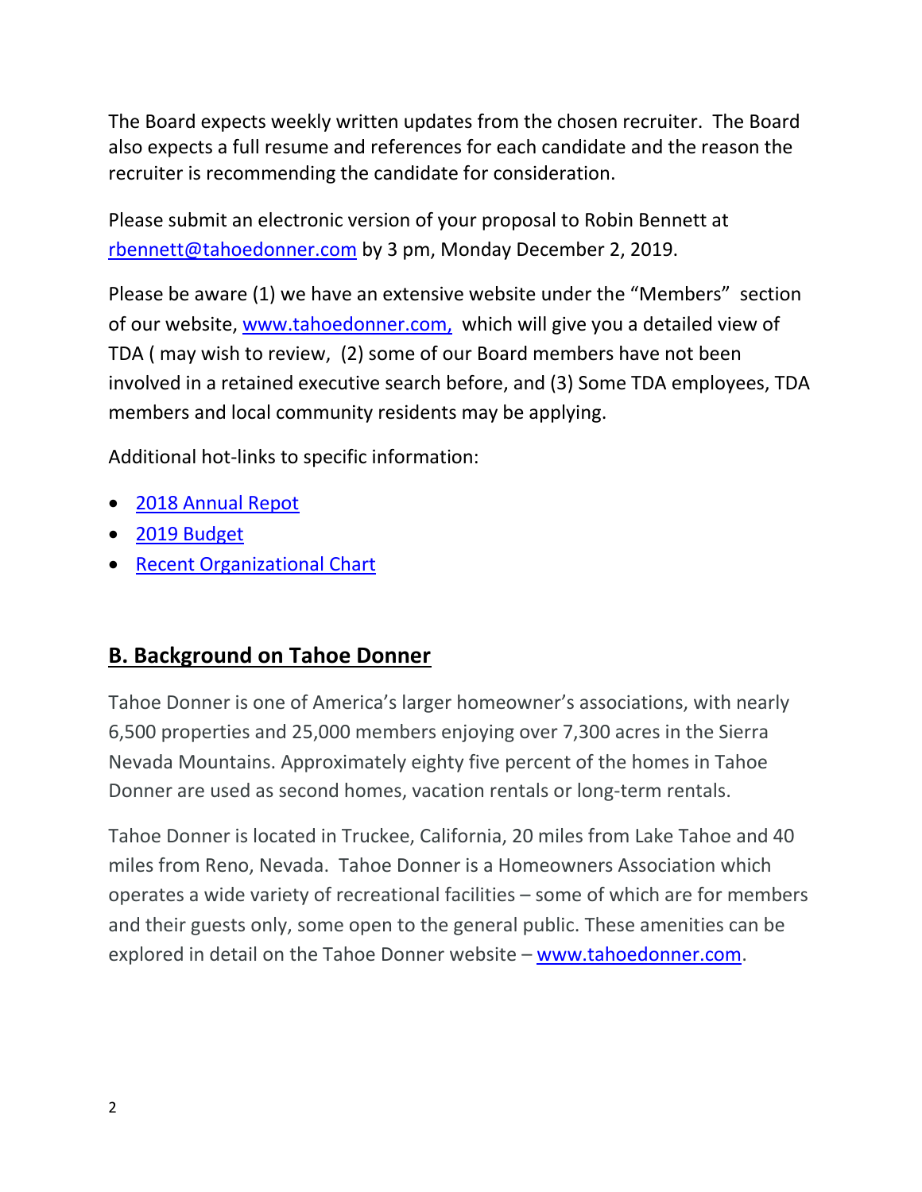The Board expects weekly written updates from the chosen recruiter. The Board also expects a full resume and references for each candidate and the reason the recruiter is recommending the candidate for consideration.

Please submit an electronic version of your proposal to Robin Bennett at rbennett@tahoedonner.com by 3 pm, Monday December 2, 2019.

Please be aware (1) we have an extensive website under the "Members" section of our website, www.tahoedonner.com, which will give you a detailed view of TDA ( may wish to review, (2) some of our Board members have not been involved in a retained executive search before, and (3) Some TDA employees, TDA members and local community residents may be applying.

Additional hot-links to specific information:

- 2018 Annual Repot
- 2019 Budget
- Recent Organizational Chart

## B. Background on Tahoe Donner

Tahoe Donner is one of America's larger homeowner's associations, with nearly 6,500 properties and 25,000 members enjoying over 7,300 acres in the Sierra Nevada Mountains. Approximately eighty five percent of the homes in Tahoe Donner are used as second homes, vacation rentals or long-term rentals.

Tahoe Donner is located in Truckee, California, 20 miles from Lake Tahoe and 40 miles from Reno, Nevada. Tahoe Donner is a Homeowners Association which operates a wide variety of recreational facilities – some of which are for members and their guests only, some open to the general public. These amenities can be explored in detail on the Tahoe Donner website – www.tahoedonner.com.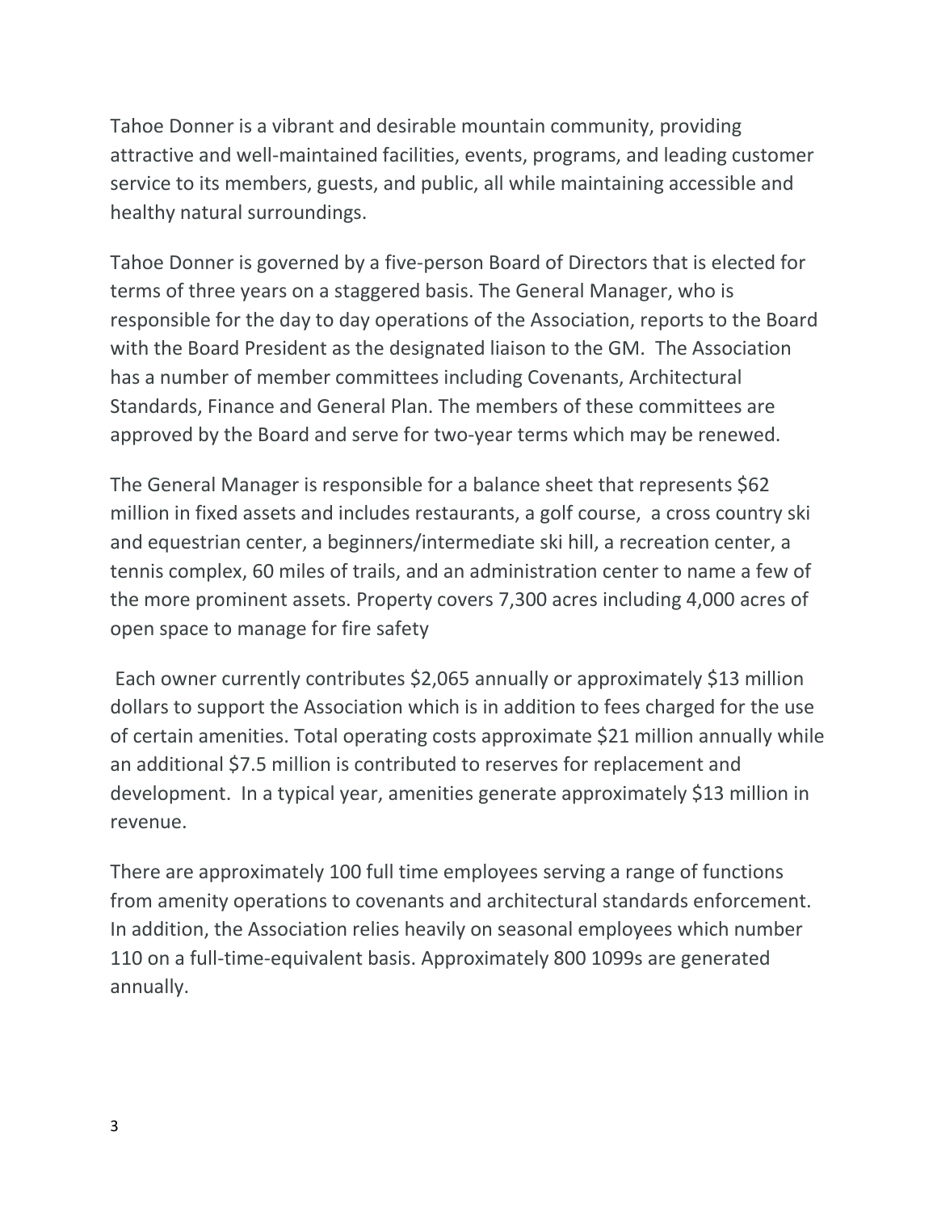Tahoe Donner is a vibrant and desirable mountain community, providing attractive and well-maintained facilities, events, programs, and leading customer service to its members, guests, and public, all while maintaining accessible and healthy natural surroundings.

Tahoe Donner is governed by a five-person Board of Directors that is elected for terms of three years on a staggered basis. The General Manager, who is responsible for the day to day operations of the Association, reports to the Board with the Board President as the designated liaison to the GM. The Association has a number of member committees including Covenants, Architectural Standards, Finance and General Plan. The members of these committees are approved by the Board and serve for two-year terms which may be renewed.

The General Manager is responsible for a balance sheet that represents $62 million in fixed assets and includes restaurants, a golf course, a cross country ski and equestrian center, a beginners/intermediate ski hill, a recreation center, a tennis complex, 60 miles of trails, and an administration center to name a few of the more prominent assets. Property covers 7,300 acres including 4,000 acres of open space to manage for fire safety

Each owner currently contributes $2,065 annually or approximately $13 million dollars to support the Association which is in addition to fees charged for the use of certain amenities. Total operating costs approximate $21 million annually while an additional $7.5 million is contributed to reserves for replacement and development. In a typical year, amenities generate approximately $13 million in revenue.

There are approximately 100 full time employees serving a range of functions from amenity operations to covenants and architectural standards enforcement. In addition, the Association relies heavily on seasonal employees which number 110 on a full-time-equivalent basis. Approximately 800 1099s are generated annually.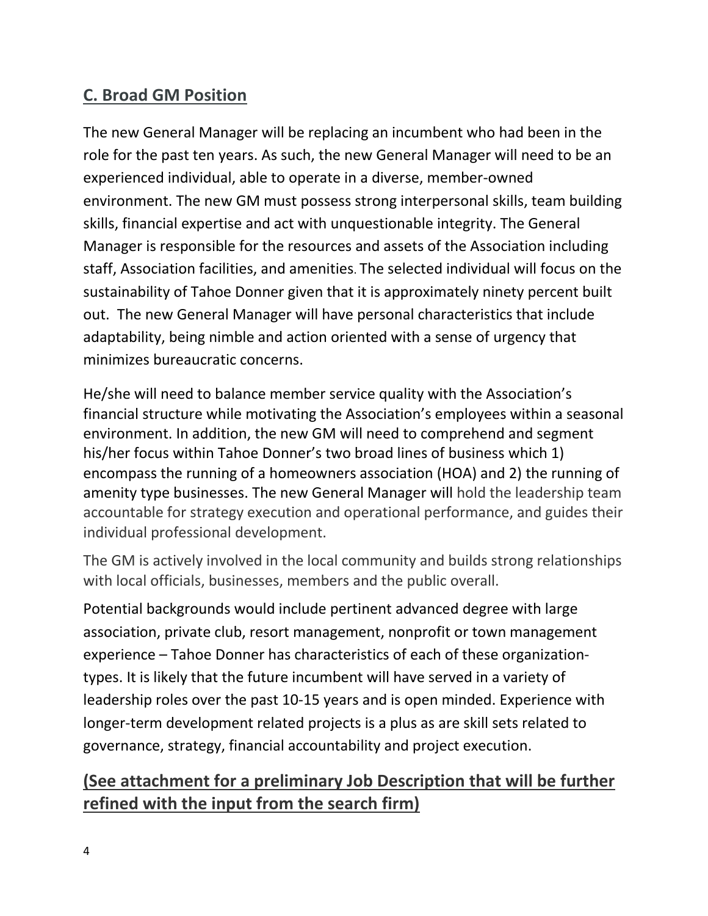## C. Broad GM Position

The new General Manager will be replacing an incumbent who had been in the role for the past ten years. As such, the new General Manager will need to be an experienced individual, able to operate in a diverse, member-owned environment. The new GM must possess strong interpersonal skills, team building skills, financial expertise and act with unquestionable integrity. The General Manager is responsible for the resources and assets of the Association including staff, Association facilities, and amenities. The selected individual will focus on the sustainability of Tahoe Donner given that it is approximately ninety percent built out. The new General Manager will have personal characteristics that include adaptability, being nimble and action oriented with a sense of urgency that minimizes bureaucratic concerns.

He/she will need to balance member service quality with the Association's financial structure while motivating the Association's employees within a seasonal environment. In addition, the new GM will need to comprehend and segment his/her focus within Tahoe Donner's two broad lines of business which 1) encompass the running of a homeowners association (HOA) and 2) the running of amenity type businesses. The new General Manager will hold the leadership team accountable for strategy execution and operational performance, and guides their individual professional development.

The GM is actively involved in the local community and builds strong relationships with local officials, businesses, members and the public overall.

Potential backgrounds would include pertinent advanced degree with large association, private club, resort management, nonprofit or town management experience – Tahoe Donner has characteristics of each of these organization-types. It is likely that the future incumbent will have served in a variety of leadership roles over the past 10-15 years and is open minded. Experience with longer-term development related projects is a plus as are skill sets related to governance, strategy, financial accountability and project execution.

## (See attachment for a preliminary Job Description that will be further refined with the input from the search firm)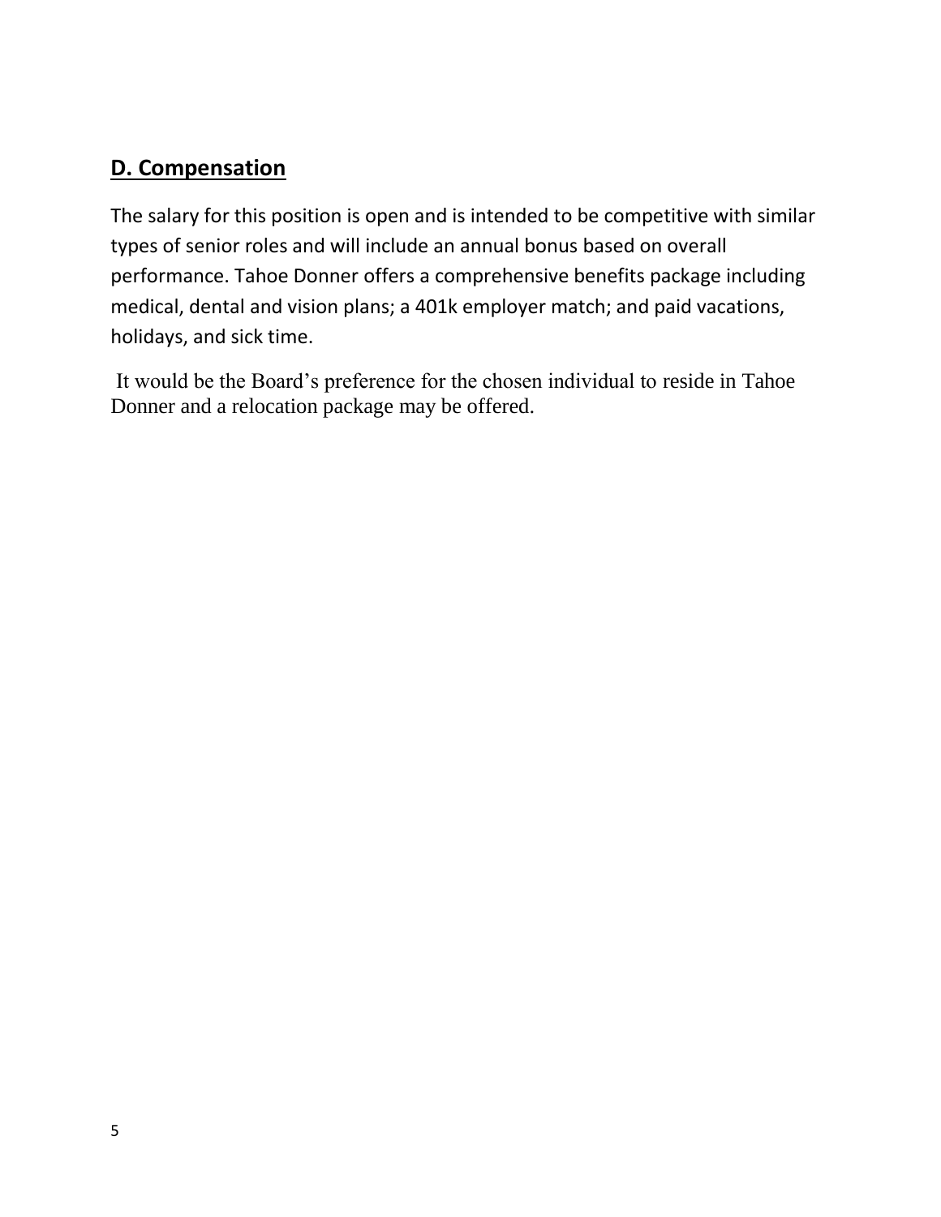## D. Compensation

The salary for this position is open and is intended to be competitive with similar types of senior roles and will include an annual bonus based on overall performance. Tahoe Donner offers a comprehensive benefits package including medical, dental and vision plans; a 401k employer match; and paid vacations, holidays, and sick time.

It would be the Board's preference for the chosen individual to reside in Tahoe Donner and a relocation package may be offered.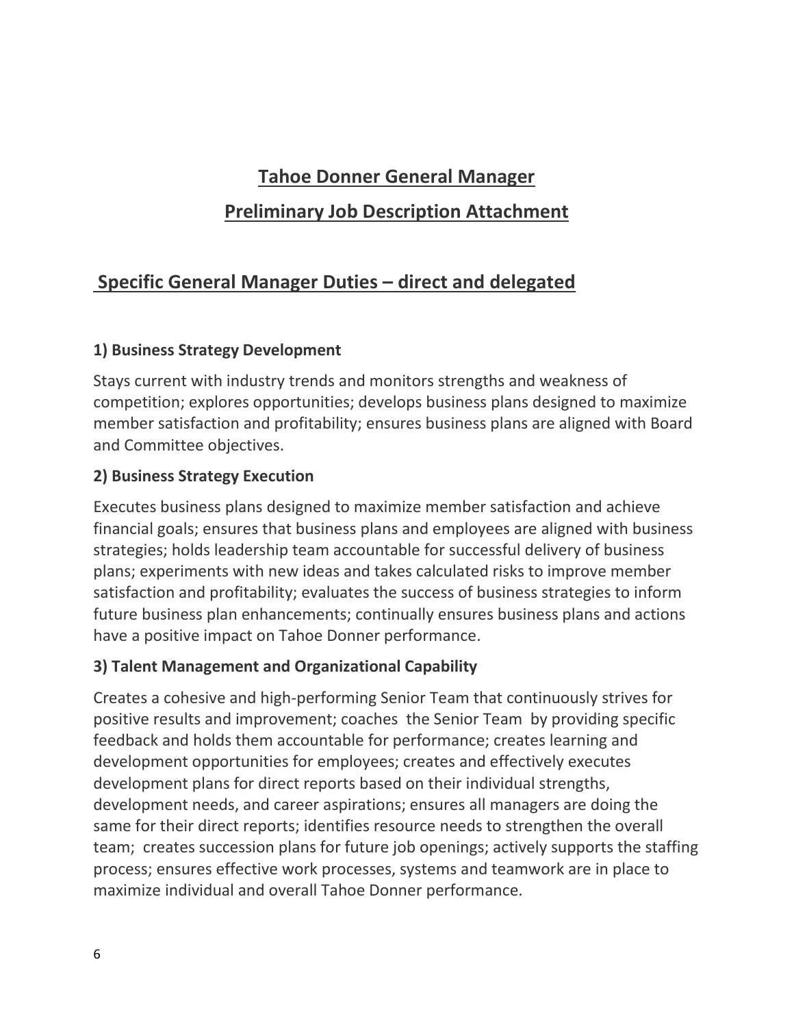# Tahoe Donner General Manager

# Preliminary Job Description Attachment

## Specific General Manager Duties – direct and delegated

### 1) Business Strategy Development

Stays current with industry trends and monitors strengths and weakness of competition; explores opportunities; develops business plans designed to maximize member satisfaction and profitability; ensures business plans are aligned with Board and Committee objectives.

### 2) Business Strategy Execution

Executes business plans designed to maximize member satisfaction and achieve financial goals; ensures that business plans and employees are aligned with business strategies; holds leadership team accountable for successful delivery of business plans; experiments with new ideas and takes calculated risks to improve member satisfaction and profitability; evaluates the success of business strategies to inform future business plan enhancements; continually ensures business plans and actions have a positive impact on Tahoe Donner performance.

### 3) Talent Management and Organizational Capability

Creates a cohesive and high-performing Senior Team that continuously strives for positive results and improvement; coaches the Senior Team by providing specific feedback and holds them accountable for performance; creates learning and development opportunities for employees; creates and effectively executes development plans for direct reports based on their individual strengths, development needs, and career aspirations; ensures all managers are doing the same for their direct reports; identifies resource needs to strengthen the overall team; creates succession plans for future job openings; actively supports the staffing process; ensures effective work processes, systems and teamwork are in place to maximize individual and overall Tahoe Donner performance.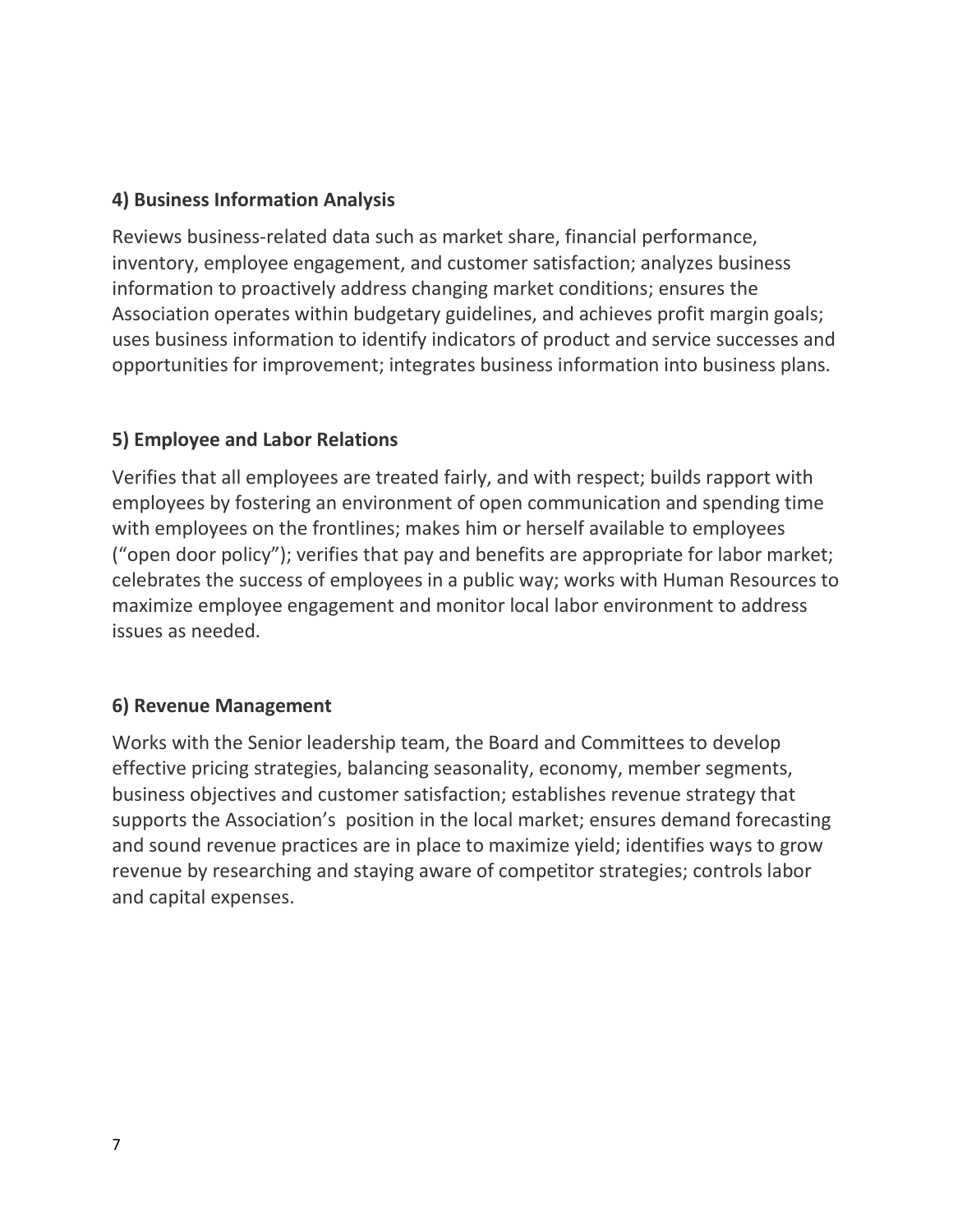**4) Business Information Analysis**

Reviews business-related data such as market share, financial performance, inventory, employee engagement, and customer satisfaction; analyzes business information to proactively address changing market conditions; ensures the Association operates within budgetary guidelines, and achieves profit margin goals; uses business information to identify indicators of product and service successes and opportunities for improvement; integrates business information into business plans.

**5) Employee and Labor Relations**

Verifies that all employees are treated fairly, and with respect; builds rapport with employees by fostering an environment of open communication and spending time with employees on the frontlines; makes him or herself available to employees ("open door policy"); verifies that pay and benefits are appropriate for labor market; celebrates the success of employees in a public way; works with Human Resources to maximize employee engagement and monitor local labor environment to address issues as needed.

**6) Revenue Management**

Works with the Senior leadership team, the Board and Committees to develop effective pricing strategies, balancing seasonality, economy, member segments, business objectives and customer satisfaction; establishes revenue strategy that supports the Association's position in the local market; ensures demand forecasting and sound revenue practices are in place to maximize yield; identifies ways to grow revenue by researching and staying aware of competitor strategies; controls labor and capital expenses.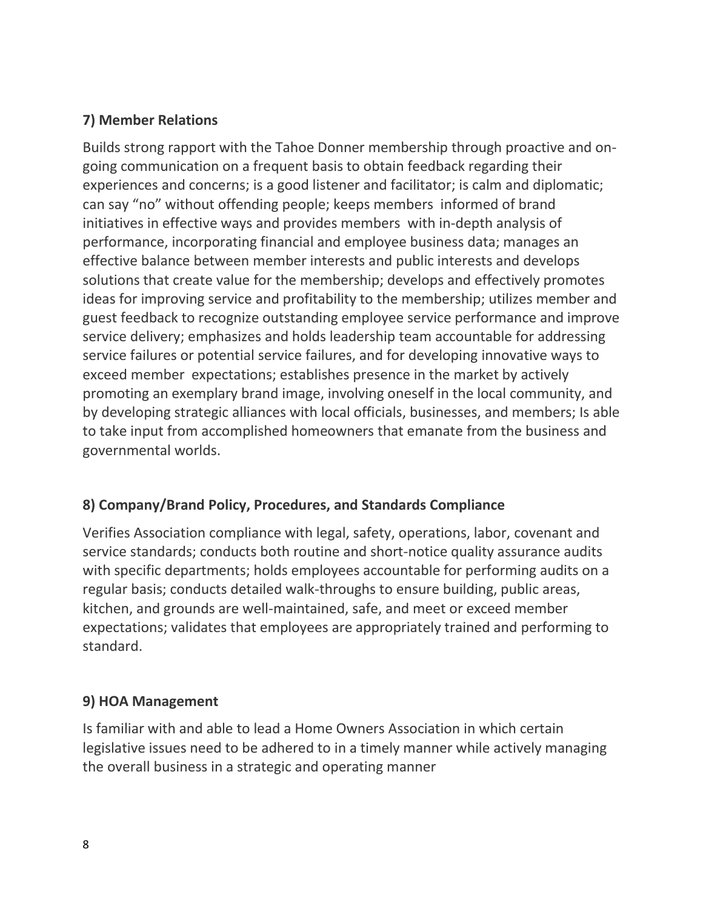**7) Member Relations**

Builds strong rapport with the Tahoe Donner membership through proactive and on-going communication on a frequent basis to obtain feedback regarding their experiences and concerns; is a good listener and facilitator; is calm and diplomatic; can say "no" without offending people; keeps members informed of brand initiatives in effective ways and provides members with in-depth analysis of performance, incorporating financial and employee business data; manages an effective balance between member interests and public interests and develops solutions that create value for the membership; develops and effectively promotes ideas for improving service and profitability to the membership; utilizes member and guest feedback to recognize outstanding employee service performance and improve service delivery; emphasizes and holds leadership team accountable for addressing service failures or potential service failures, and for developing innovative ways to exceed member expectations; establishes presence in the market by actively promoting an exemplary brand image, involving oneself in the local community, and by developing strategic alliances with local officials, businesses, and members; Is able to take input from accomplished homeowners that emanate from the business and governmental worlds.

**8) Company/Brand Policy, Procedures, and Standards Compliance**

Verifies Association compliance with legal, safety, operations, labor, covenant and service standards; conducts both routine and short-notice quality assurance audits with specific departments; holds employees accountable for performing audits on a regular basis; conducts detailed walk-throughs to ensure building, public areas, kitchen, and grounds are well-maintained, safe, and meet or exceed member expectations; validates that employees are appropriately trained and performing to standard.

**9) HOA Management**

Is familiar with and able to lead a Home Owners Association in which certain legislative issues need to be adhered to in a timely manner while actively managing the overall business in a strategic and operating manner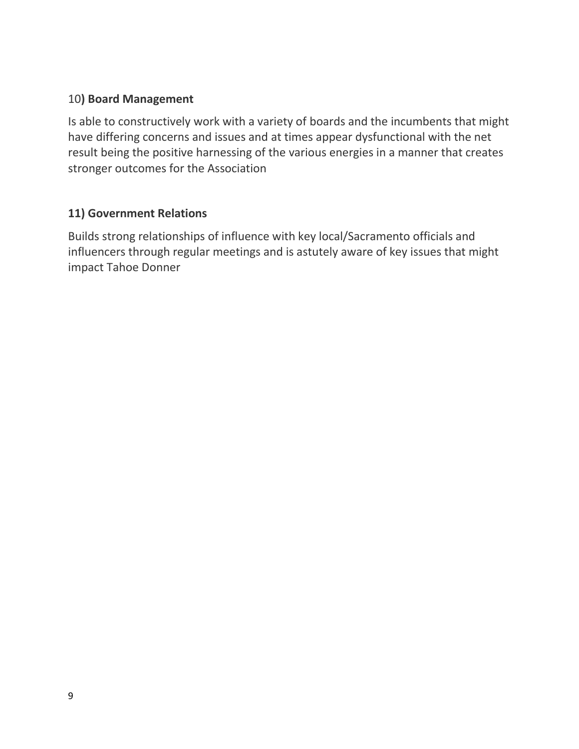**10) Board Management**

Is able to constructively work with a variety of boards and the incumbents that might have differing concerns and issues and at times appear dysfunctional with the net result being the positive harnessing of the various energies in a manner that creates stronger outcomes for the Association

**11) Government Relations**

Builds strong relationships of influence with key local/Sacramento officials and influencers through regular meetings and is astutely aware of key issues that might impact Tahoe Donner